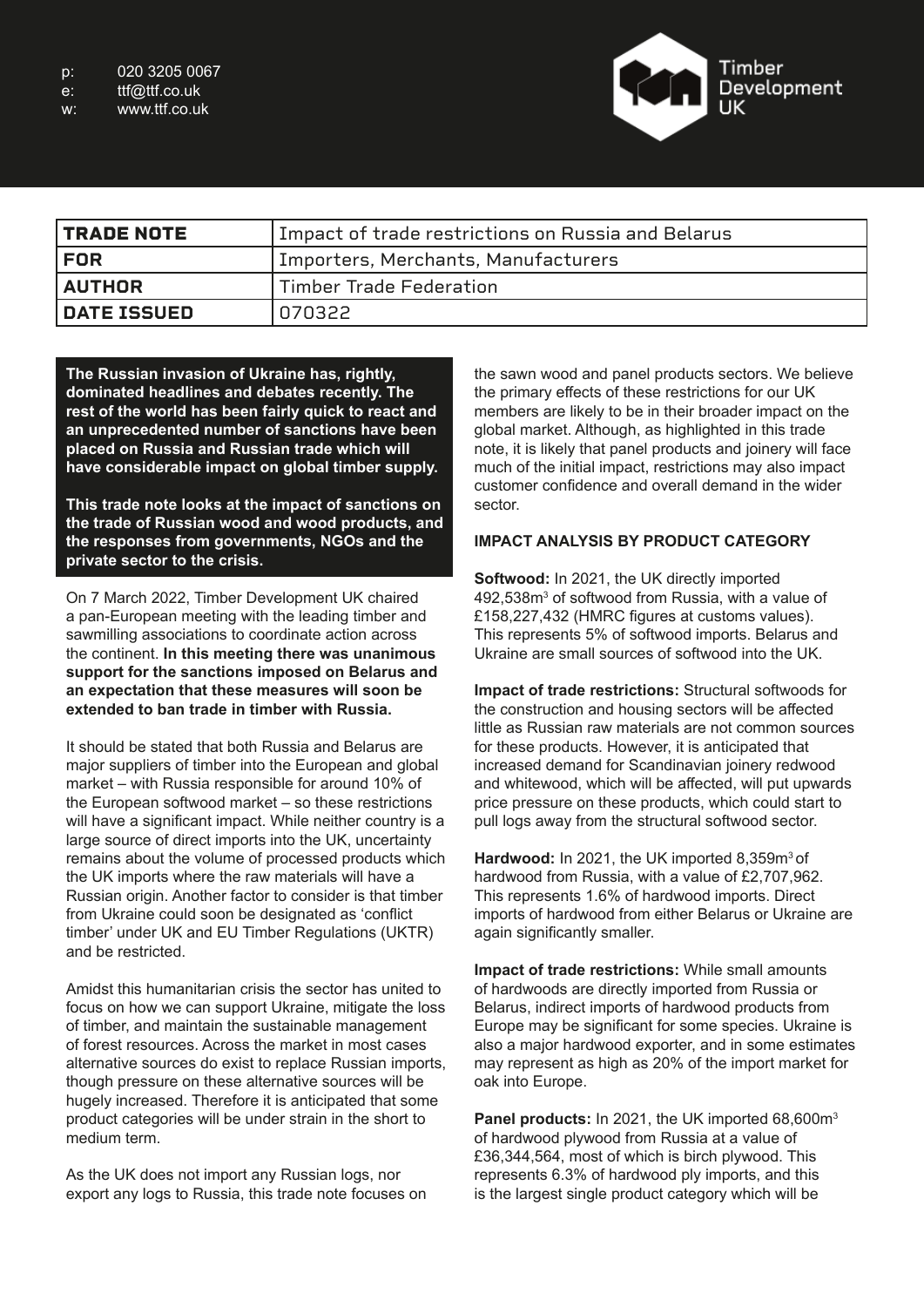p: 020 3205 0067
e: ttf@ttf.co.uk
w: www.ttf.co.uk

Timber Development UK

| | |
|---|---|
| **TRADE NOTE** | Impact of trade restrictions on Russia and Belarus |
| **FOR** | Importers, Merchants, Manufacturers |
| **AUTHOR** | Timber Trade Federation |
| **DATE ISSUED** | 070322 |

**The Russian invasion of Ukraine has, rightly, dominated headlines and debates recently. The rest of the world has been fairly quick to react and an unprecedented number of sanctions have been placed on Russia and Russian trade which will have considerable impact on global timber supply.**

**This trade note looks at the impact of sanctions on the trade of Russian wood and wood products, and the responses from governments, NGOs and the private sector to the crisis.**

On 7 March 2022, Timber Development UK chaired a pan-European meeting with the leading timber and sawmilling associations to coordinate action across the continent. **In this meeting there was unanimous support for the sanctions imposed on Belarus and an expectation that these measures will soon be extended to ban trade in timber with Russia.**

It should be stated that both Russia and Belarus are major suppliers of timber into the European and global market – with Russia responsible for around 10% of the European softwood market – so these restrictions will have a significant impact. While neither country is a large source of direct imports into the UK, uncertainty remains about the volume of processed products which the UK imports where the raw materials will have a Russian origin. Another factor to consider is that timber from Ukraine could soon be designated as 'conflict timber' under UK and EU Timber Regulations (UKTR) and be restricted.

Amidst this humanitarian crisis the sector has united to focus on how we can support Ukraine, mitigate the loss of timber, and maintain the sustainable management of forest resources. Across the market in most cases alternative sources do exist to replace Russian imports, though pressure on these alternative sources will be hugely increased. Therefore it is anticipated that some product categories will be under strain in the short to medium term.

As the UK does not import any Russian logs, nor export any logs to Russia, this trade note focuses on the sawn wood and panel products sectors. We believe the primary effects of these restrictions for our UK members are likely to be in their broader impact on the global market. Although, as highlighted in this trade note, it is likely that panel products and joinery will face much of the initial impact, restrictions may also impact customer confidence and overall demand in the wider sector.

## IMPACT ANALYSIS BY PRODUCT CATEGORY

**Softwood:** In 2021, the UK directly imported 492,538$m^3$ of softwood from Russia, with a value of £158,227,432 (HMRC figures at customs values). This represents 5% of softwood imports. Belarus and Ukraine are small sources of softwood into the UK.

**Impact of trade restrictions:** Structural softwoods for the construction and housing sectors will be affected little as Russian raw materials are not common sources for these products. However, it is anticipated that increased demand for Scandinavian joinery redwood and whitewood, which will be affected, will put upwards price pressure on these products, which could start to pull logs away from the structural softwood sector.

**Hardwood:** In 2021, the UK imported 8,359$m^3$ of hardwood from Russia, with a value of £2,707,962. This represents 1.6% of hardwood imports. Direct imports of hardwood from either Belarus or Ukraine are again significantly smaller.

**Impact of trade restrictions:** While small amounts of hardwoods are directly imported from Russia or Belarus, indirect imports of hardwood products from Europe may be significant for some species. Ukraine is also a major hardwood exporter, and in some estimates may represent as high as 20% of the import market for oak into Europe.

**Panel products:** In 2021, the UK imported 68,600$m^3$ of hardwood plywood from Russia at a value of £36,344,564, most of which is birch plywood. This represents 6.3% of hardwood ply imports, and this is the largest single product category which will be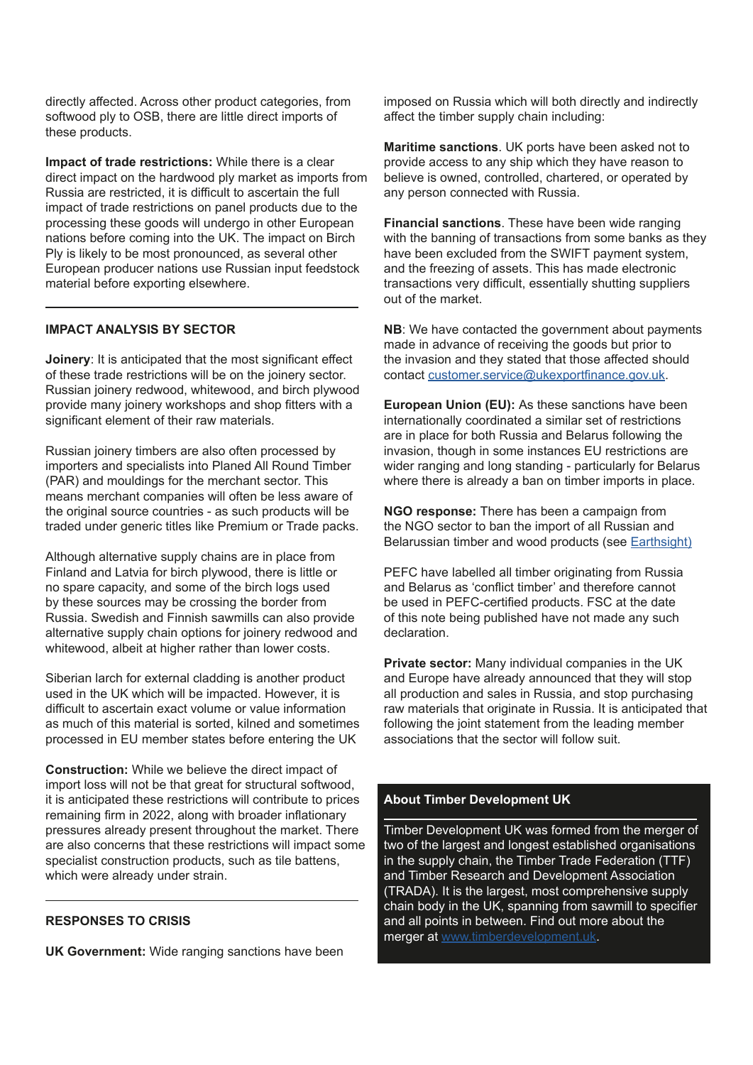directly affected. Across other product categories, from softwood ply to OSB, there are little direct imports of these products.

**Impact of trade restrictions:** While there is a clear direct impact on the hardwood ply market as imports from Russia are restricted, it is difficult to ascertain the full impact of trade restrictions on panel products due to the processing these goods will undergo in other European nations before coming into the UK. The impact on Birch Ply is likely to be most pronounced, as several other European producer nations use Russian input feedstock material before exporting elsewhere.

## IMPACT ANALYSIS BY SECTOR

**Joinery**: It is anticipated that the most significant effect of these trade restrictions will be on the joinery sector. Russian joinery redwood, whitewood, and birch plywood provide many joinery workshops and shop fitters with a significant element of their raw materials.

Russian joinery timbers are also often processed by importers and specialists into Planed All Round Timber (PAR) and mouldings for the merchant sector. This means merchant companies will often be less aware of the original source countries - as such products will be traded under generic titles like Premium or Trade packs.

Although alternative supply chains are in place from Finland and Latvia for birch plywood, there is little or no spare capacity, and some of the birch logs used by these sources may be crossing the border from Russia. Swedish and Finnish sawmills can also provide alternative supply chain options for joinery redwood and whitewood, albeit at higher rather than lower costs.

Siberian larch for external cladding is another product used in the UK which will be impacted. However, it is difficult to ascertain exact volume or value information as much of this material is sorted, kilned and sometimes processed in EU member states before entering the UK

**Construction:** While we believe the direct impact of import loss will not be that great for structural softwood, it is anticipated these restrictions will contribute to prices remaining firm in 2022, along with broader inflationary pressures already present throughout the market. There are also concerns that these restrictions will impact some specialist construction products, such as tile battens, which were already under strain.

## RESPONSES TO CRISIS

**UK Government:** Wide ranging sanctions have been imposed on Russia which will both directly and indirectly affect the timber supply chain including:

**Maritime sanctions**. UK ports have been asked not to provide access to any ship which they have reason to believe is owned, controlled, chartered, or operated by any person connected with Russia.

**Financial sanctions**. These have been wide ranging with the banning of transactions from some banks as they have been excluded from the SWIFT payment system, and the freezing of assets. This has made electronic transactions very difficult, essentially shutting suppliers out of the market.

**NB**: We have contacted the government about payments made in advance of receiving the goods but prior to the invasion and they stated that those affected should contact customer.service@ukexportfinance.gov.uk.

**European Union (EU):** As these sanctions have been internationally coordinated a similar set of restrictions are in place for both Russia and Belarus following the invasion, though in some instances EU restrictions are wider ranging and long standing - particularly for Belarus where there is already a ban on timber imports in place.

**NGO response:** There has been a campaign from the NGO sector to ban the import of all Russian and Belarussian timber and wood products (see Earthsight)

PEFC have labelled all timber originating from Russia and Belarus as 'conflict timber' and therefore cannot be used in PEFC-certified products. FSC at the date of this note being published have not made any such declaration.

**Private sector:** Many individual companies in the UK and Europe have already announced that they will stop all production and sales in Russia, and stop purchasing raw materials that originate in Russia. It is anticipated that following the joint statement from the leading member associations that the sector will follow suit.

### About Timber Development UK

Timber Development UK was formed from the merger of two of the largest and longest established organisations in the supply chain, the Timber Trade Federation (TTF) and Timber Research and Development Association (TRADA). It is the largest, most comprehensive supply chain body in the UK, spanning from sawmill to specifier and all points in between. Find out more about the merger at www.timberdevelopment.uk.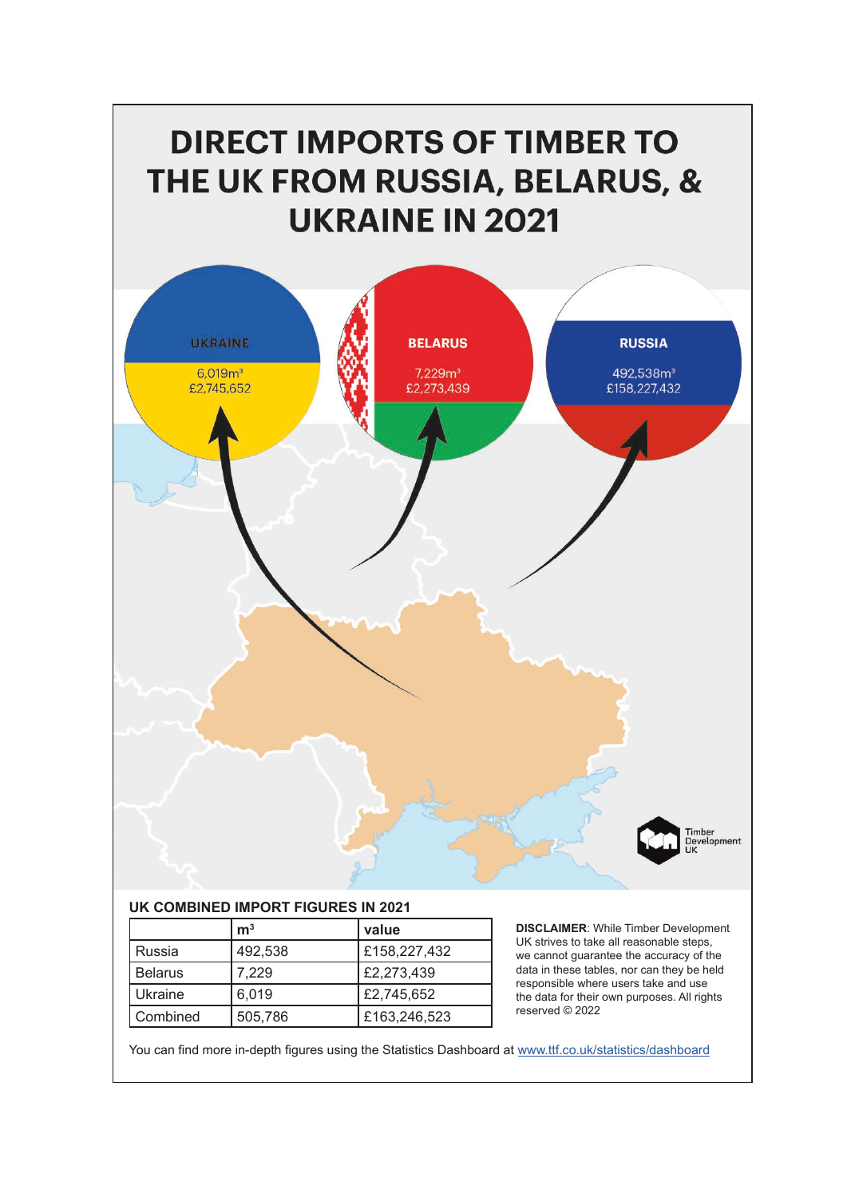# DIRECT IMPORTS OF TIMBER TO THE UK FROM RUSSIA, BELARUS, & UKRAINE IN 2021

UKRAINE
6,019m³
£2,745,652

BELARUS
7,229m³
£2,273,439

RUSSIA
492,538m³
£158,227,432

Timber Development UK

## UK COMBINED IMPORT FIGURES IN 2021

| | m³ | value |
|---|---|---|
| Russia | 492,538 | £158,227,432 |
| Belarus | 7,229 | £2,273,439 |
| Ukraine | 6,019 | £2,745,652 |
| Combined | 505,786 | £163,246,523 |

**DISCLAIMER**: While Timber Development UK strives to take all reasonable steps, we cannot guarantee the accuracy of the data in these tables, nor can they be held responsible where users take and use the data for their own purposes. All rights reserved © 2022

You can find more in-depth figures using the Statistics Dashboard at www.ttf.co.uk/statistics/dashboard